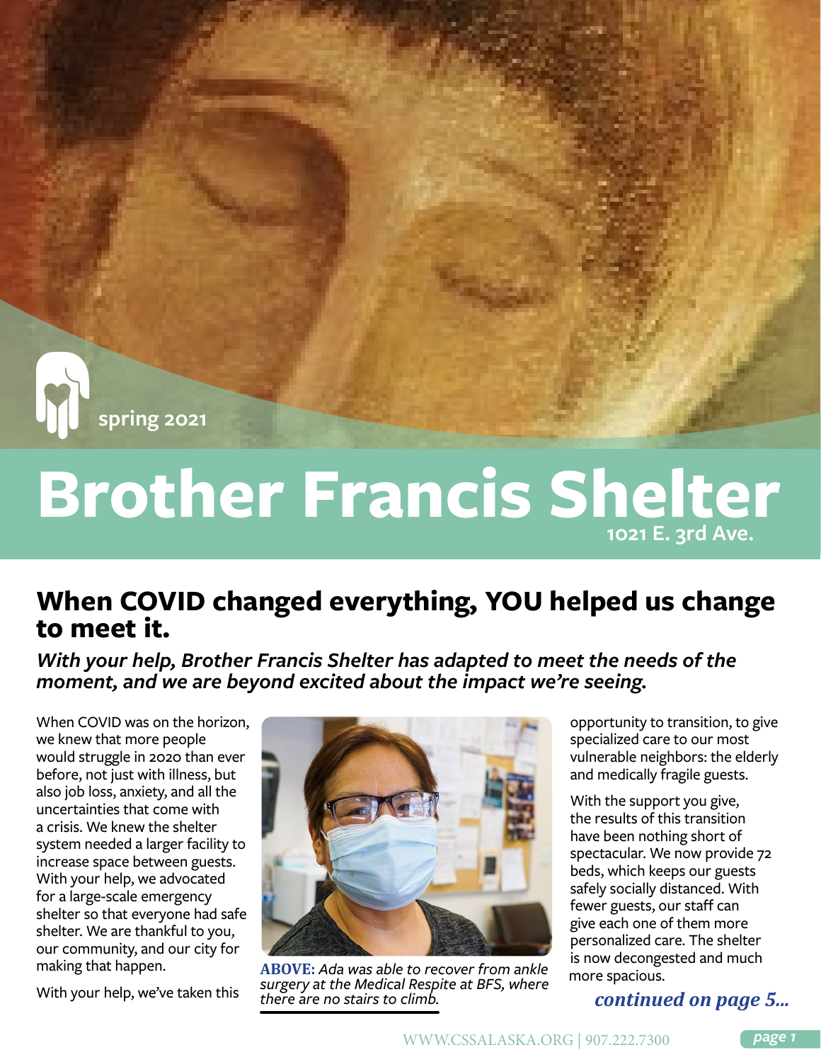spring 2021

# Brother Francis Shelter

1021 E. 3rd Ave.

## When COVID changed everything, YOU helped us change to meet it.

***With your help, Brother Francis Shelter has adapted to meet the needs of the moment, and we are beyond excited about the impact we're seeing.***

When COVID was on the horizon, we knew that more people would struggle in 2020 than ever before, not just with illness, but also job loss, anxiety, and all the uncertainties that come with a crisis. We knew the shelter system needed a larger facility to increase space between guests. With your help, we advocated for a large-scale emergency shelter so that everyone had safe shelter. We are thankful to you, our community, and our city for making that happen.

With your help, we've taken this opportunity to transition, to give specialized care to our most vulnerable neighbors: the elderly and medically fragile guests.

**ABOVE:** *Ada was able to recover from ankle surgery at the Medical Respite at BFS, where there are no stairs to climb.*

With the support you give, the results of this transition have been nothing short of spectacular. We now provide 72 beds, which keeps our guests safely socially distanced. With fewer guests, our staff can give each one of them more personalized care. The shelter is now decongested and much more spacious.

***continued on page 5...***

WWW.CSSALASKA.ORG | 907.222.7300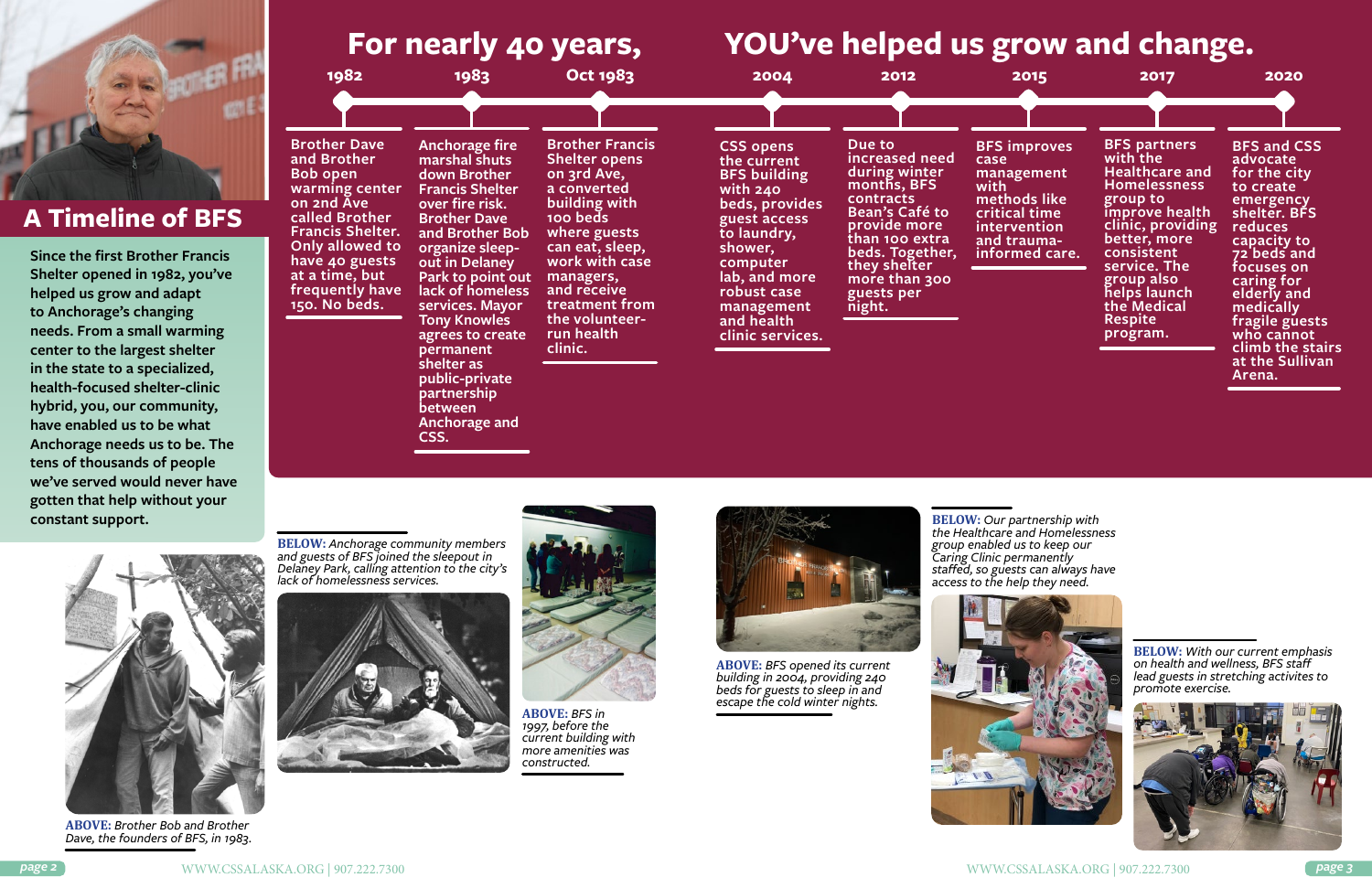## A Timeline of BFS

**Since the first Brother Francis Shelter opened in 1982, you've helped us grow and adapt to Anchorage's changing needs. From a small warming center to the largest shelter in the state to a specialized, health-focused shelter-clinic hybrid, you, our community, have enabled us to be what Anchorage needs us to be. The tens of thousands of people we've served would never have gotten that help without your constant support.**

# For nearly 40 years, YOU've helped us grow and change.

**1982** — Brother Dave and Brother Bob open warming center on 2nd Ave called Brother Francis Shelter. Only allowed to have 40 guests at a time, but frequently have 150. No beds.

**1983** — Anchorage fire marshal shuts down Brother Francis Shelter over fire risk. Brother Dave and Brother Bob organize sleep-out in Delaney Park to point out lack of homeless services. Mayor Tony Knowles agrees to create permanent shelter as public-private partnership between Anchorage and CSS.

**Oct 1983** — Brother Francis Shelter opens on 3rd Ave, a converted building with 100 beds where guests can eat, sleep, work with case managers, and receive treatment from the volunteer-run health clinic.

**2004** — CSS opens the current BFS building with 240 beds, provides guest access to laundry, shower, computer lab, and more robust case management and health clinic services.

**2012** — Due to increased need during winter months, BFS contracts Bean's Café to provide more than 100 extra beds. Together, they shelter more than 300 guests per night.

**2015** — BFS improves case management with methods like critical time intervention and trauma-informed care.

**2017** — BFS partners with the Healthcare and Homelessness group to improve health clinic, providing better, more consistent service. The group also helps launch the Medical Respite program.

**2020** — BFS and CSS advocate for the city to create emergency shelter. BFS reduces capacity to 72 beds and focuses on caring for elderly and medically fragile guests who cannot climb the stairs at the Sullivan Arena.

**ABOVE:** *Brother Bob and Brother Dave, the founders of BFS, in 1983.*

**BELOW:** *Anchorage community members and guests of BFS joined the sleepout in Delaney Park, calling attention to the city's lack of homelessness services.*

**ABOVE:** *BFS in 1997, before the current building with more amenities was constructed.*

**ABOVE:** *BFS opened its current building in 2004, providing 240 beds for guests to sleep in and escape the cold winter nights.*

**BELOW:** *Our partnership with the Healthcare and Homelessness group enabled us to keep our Caring Clinic permanently staffed, so guests can always have access to the help they need.*

**BELOW:** *With our current emphasis on health and wellness, BFS staff lead guests in stretching activites to promote exercise.*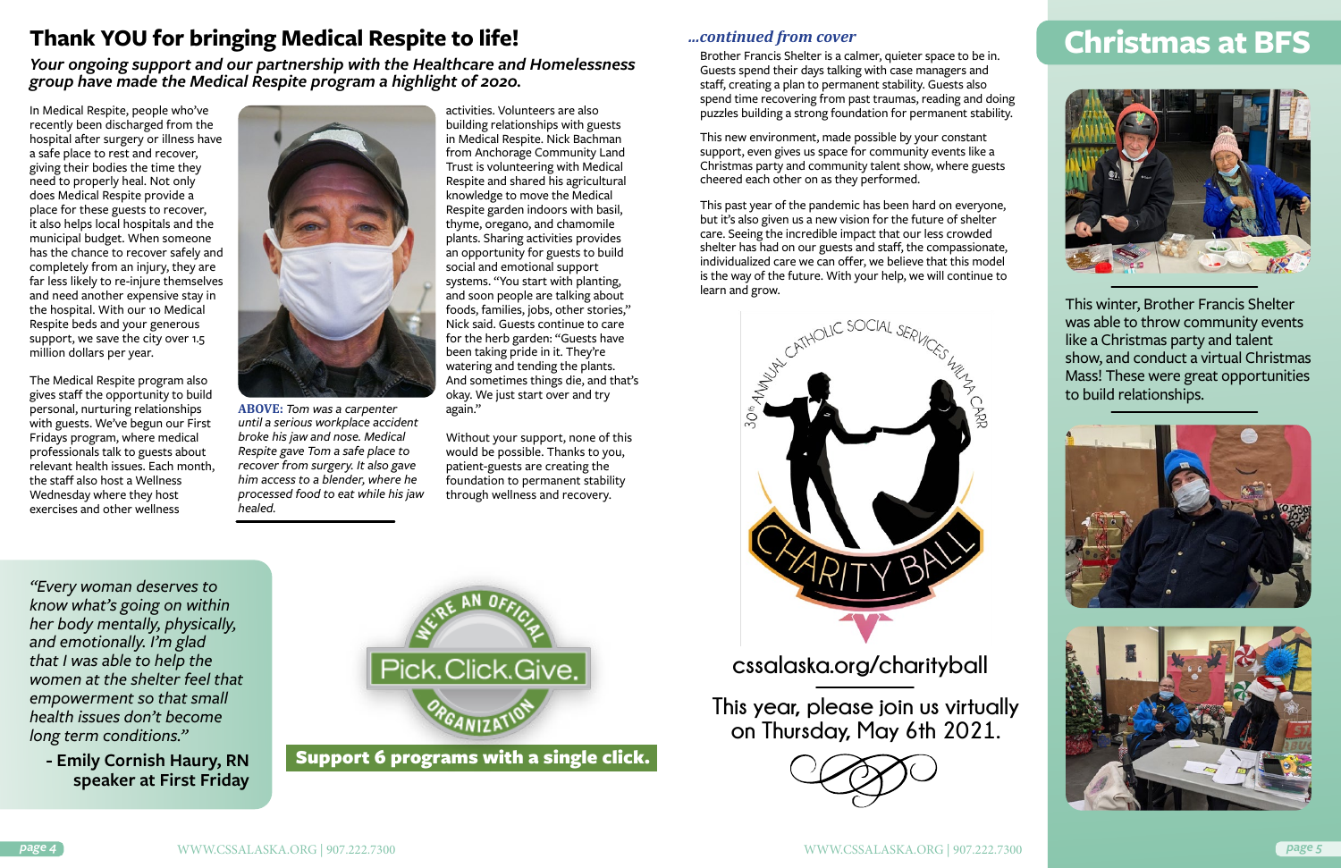# Thank YOU for bringing Medical Respite to life!

*Your ongoing support and our partnership with the Healthcare and Homelessness group have made the Medical Respite program a highlight of 2020.*

In Medical Respite, people who've recently been discharged from the hospital after surgery or illness have a safe place to rest and recover, giving their bodies the time they need to properly heal. Not only does Medical Respite provide a place for these guests to recover, it also helps local hospitals and the municipal budget. When someone has the chance to recover safely and completely from an injury, they are far less likely to re-injure themselves and need another expensive stay in the hospital. With our 10 Medical Respite beds and your generous support, we save the city over 1.5 million dollars per year.

The Medical Respite program also gives staff the opportunity to build personal, nurturing relationships with guests. We've begun our First Fridays program, where medical professionals talk to guests about relevant health issues. Each month, the staff also host a Wellness Wednesday where they host exercises and other wellness activities. Volunteers are also building relationships with guests in Medical Respite. Nick Bachman from Anchorage Community Land Trust is volunteering with Medical Respite and shared his agricultural knowledge to move the Medical Respite garden indoors with basil, thyme, oregano, and chamomile plants. Sharing activities provides an opportunity for guests to build social and emotional support systems. "You start with planting, and soon people are talking about foods, families, jobs, other stories," Nick said. Guests continue to care for the herb garden: "Guests have been taking pride in it. They're watering and tending the plants. And sometimes things die, and that's okay. We just start over and try again."

**ABOVE:** *Tom was a carpenter until a serious workplace accident broke his jaw and nose. Medical Respite gave Tom a safe place to recover from surgery. It also gave him access to a blender, where he processed food to eat while his jaw healed.*

Without your support, none of this would be possible. Thanks to you, patient-guests are creating the foundation to permanent stability through wellness and recovery.

*"Every woman deserves to know what's going on within her body mentally, physically, and emotionally. I'm glad that I was able to help the women at the shelter feel that empowerment so that small health issues don't become long term conditions."*

**- Emily Cornish Haury, RN speaker at First Friday**

WE'RE AN OFFICIAL Pick.Click.Give. ORGANIZATION

**Support 6 programs with a single click.**

*...continued from cover*

Brother Francis Shelter is a calmer, quieter space to be in. Guests spend their days talking with case managers and staff, creating a plan to permanent stability. Guests also spend time recovering from past traumas, reading and doing puzzles building a strong foundation for permanent stability.

This new environment, made possible by your constant support, even gives us space for community events like a Christmas party and community talent show, where guests cheered each other on as they performed.

This past year of the pandemic has been hard on everyone, but it's also given us a new vision for the future of shelter care. Seeing the incredible impact that our less crowded shelter has had on our guests and staff, the compassionate, individualized care we can offer, we believe that this model is the way of the future. With your help, we will continue to learn and grow.

30th Annual Catholic Social Services Wilma Carr Charity Ball

cssalaska.org/charityball

This year, please join us virtually on Thursday, May 6th 2021.

# Christmas at BFS

This winter, Brother Francis Shelter was able to throw community events like a Christmas party and talent show, and conduct a virtual Christmas Mass! These were great opportunities to build relationships.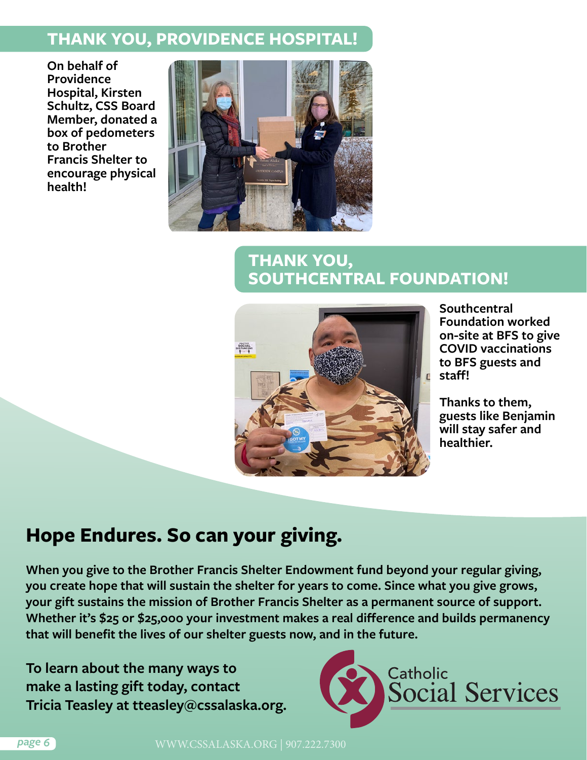## THANK YOU, PROVIDENCE HOSPITAL!

**On behalf of Providence Hospital, Kirsten Schultz, CSS Board Member, donated a box of pedometers to Brother Francis Shelter to encourage physical health!**

## THANK YOU, SOUTHCENTRAL FOUNDATION!

**Southcentral Foundation worked on-site at BFS to give COVID vaccinations to BFS guests and staff!**

**Thanks to them, guests like Benjamin will stay safer and healthier.**

# Hope Endures. So can your giving.

**When you give to the Brother Francis Shelter Endowment fund beyond your regular giving, you create hope that will sustain the shelter for years to come. Since what you give grows, your gift sustains the mission of Brother Francis Shelter as a permanent source of support. Whether it's $25 or $25,000 your investment makes a real difference and builds permanency that will benefit the lives of our shelter guests now, and in the future.**

**To learn about the many ways to make a lasting gift today, contact Tricia Teasley at tteasley@cssalaska.org.**

Catholic Social Services

WWW.CSSALASKA.ORG | 907.222.7300